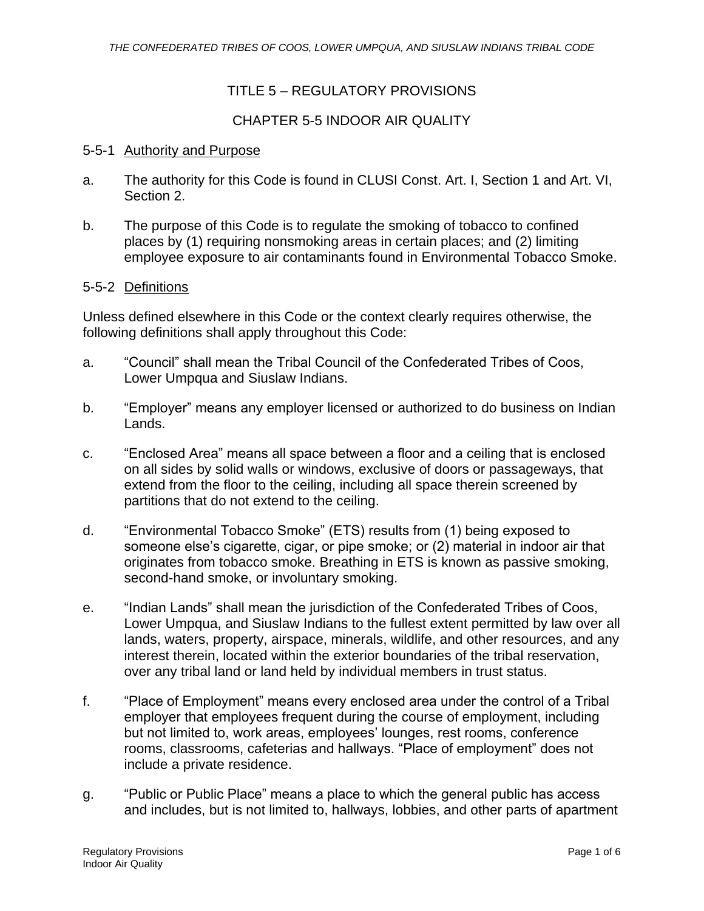# TITLE 5 – REGULATORY PROVISIONS

## CHAPTER 5-5 INDOOR AIR QUALITY

### 5-5-1 Authority and Purpose

a. The authority for this Code is found in CLUSI Const. Art. I, Section 1 and Art. VI, Section 2.

b. The purpose of this Code is to regulate the smoking of tobacco to confined places by (1) requiring nonsmoking areas in certain places; and (2) limiting employee exposure to air contaminants found in Environmental Tobacco Smoke.

### 5-5-2 Definitions

Unless defined elsewhere in this Code or the context clearly requires otherwise, the following definitions shall apply throughout this Code:

a. "Council" shall mean the Tribal Council of the Confederated Tribes of Coos, Lower Umpqua and Siuslaw Indians.

b. "Employer" means any employer licensed or authorized to do business on Indian Lands.

c. "Enclosed Area" means all space between a floor and a ceiling that is enclosed on all sides by solid walls or windows, exclusive of doors or passageways, that extend from the floor to the ceiling, including all space therein screened by partitions that do not extend to the ceiling.

d. "Environmental Tobacco Smoke" (ETS) results from (1) being exposed to someone else's cigarette, cigar, or pipe smoke; or (2) material in indoor air that originates from tobacco smoke. Breathing in ETS is known as passive smoking, second-hand smoke, or involuntary smoking.

e. "Indian Lands" shall mean the jurisdiction of the Confederated Tribes of Coos, Lower Umpqua, and Siuslaw Indians to the fullest extent permitted by law over all lands, waters, property, airspace, minerals, wildlife, and other resources, and any interest therein, located within the exterior boundaries of the tribal reservation, over any tribal land or land held by individual members in trust status.

f. "Place of Employment" means every enclosed area under the control of a Tribal employer that employees frequent during the course of employment, including but not limited to, work areas, employees' lounges, rest rooms, conference rooms, classrooms, cafeterias and hallways. "Place of employment" does not include a private residence.

g. "Public or Public Place" means a place to which the general public has access and includes, but is not limited to, hallways, lobbies, and other parts of apartment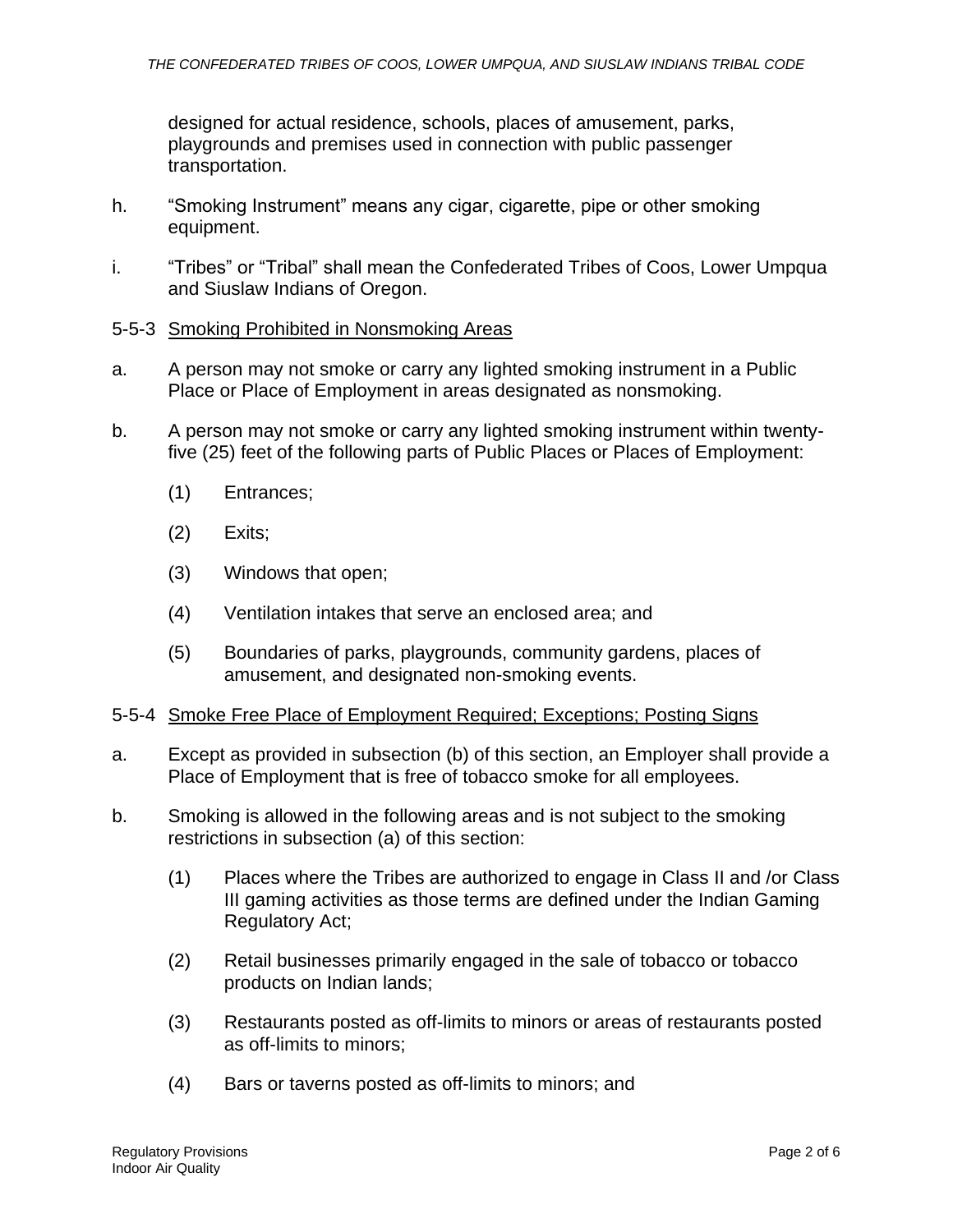designed for actual residence, schools, places of amusement, parks, playgrounds and premises used in connection with public passenger transportation.

h. "Smoking Instrument" means any cigar, cigarette, pipe or other smoking equipment.

i. "Tribes" or "Tribal" shall mean the Confederated Tribes of Coos, Lower Umpqua and Siuslaw Indians of Oregon.

5-5-3 <u>Smoking Prohibited in Nonsmoking Areas</u>

a. A person may not smoke or carry any lighted smoking instrument in a Public Place or Place of Employment in areas designated as nonsmoking.

b. A person may not smoke or carry any lighted smoking instrument within twenty-five (25) feet of the following parts of Public Places or Places of Employment:

  (1) Entrances;

  (2) Exits;

  (3) Windows that open;

  (4) Ventilation intakes that serve an enclosed area; and

  (5) Boundaries of parks, playgrounds, community gardens, places of amusement, and designated non-smoking events.

5-5-4 <u>Smoke Free Place of Employment Required; Exceptions; Posting Signs</u>

a. Except as provided in subsection (b) of this section, an Employer shall provide a Place of Employment that is free of tobacco smoke for all employees.

b. Smoking is allowed in the following areas and is not subject to the smoking restrictions in subsection (a) of this section:

  (1) Places where the Tribes are authorized to engage in Class II and /or Class III gaming activities as those terms are defined under the Indian Gaming Regulatory Act;

  (2) Retail businesses primarily engaged in the sale of tobacco or tobacco products on Indian lands;

  (3) Restaurants posted as off-limits to minors or areas of restaurants posted as off-limits to minors;

  (4) Bars or taverns posted as off-limits to minors; and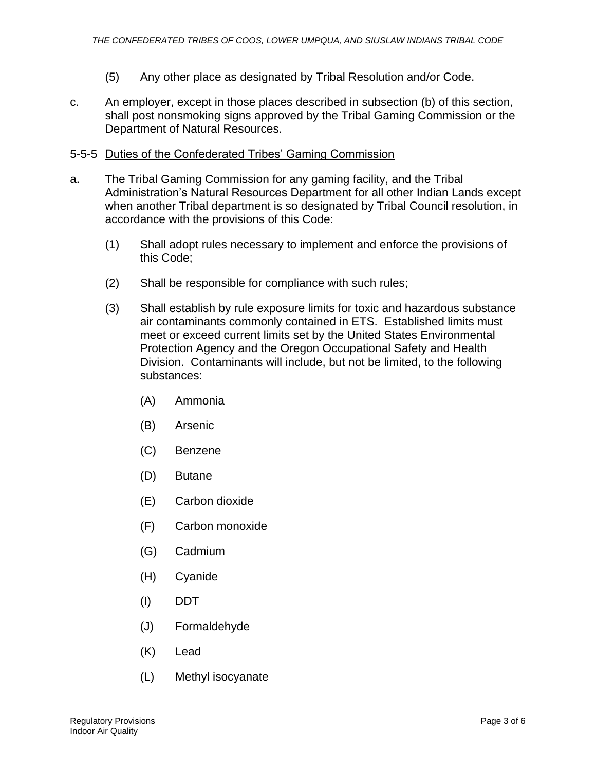(5) Any other place as designated by Tribal Resolution and/or Code.

c. An employer, except in those places described in subsection (b) of this section, shall post nonsmoking signs approved by the Tribal Gaming Commission or the Department of Natural Resources.

5-5-5 Duties of the Confederated Tribes' Gaming Commission

a. The Tribal Gaming Commission for any gaming facility, and the Tribal Administration's Natural Resources Department for all other Indian Lands except when another Tribal department is so designated by Tribal Council resolution, in accordance with the provisions of this Code:

(1) Shall adopt rules necessary to implement and enforce the provisions of this Code;

(2) Shall be responsible for compliance with such rules;

(3) Shall establish by rule exposure limits for toxic and hazardous substance air contaminants commonly contained in ETS. Established limits must meet or exceed current limits set by the United States Environmental Protection Agency and the Oregon Occupational Safety and Health Division. Contaminants will include, but not be limited, to the following substances:

(A) Ammonia

(B) Arsenic

(C) Benzene

(D) Butane

(E) Carbon dioxide

(F) Carbon monoxide

(G) Cadmium

(H) Cyanide

(I) DDT

(J) Formaldehyde

(K) Lead

(L) Methyl isocyanate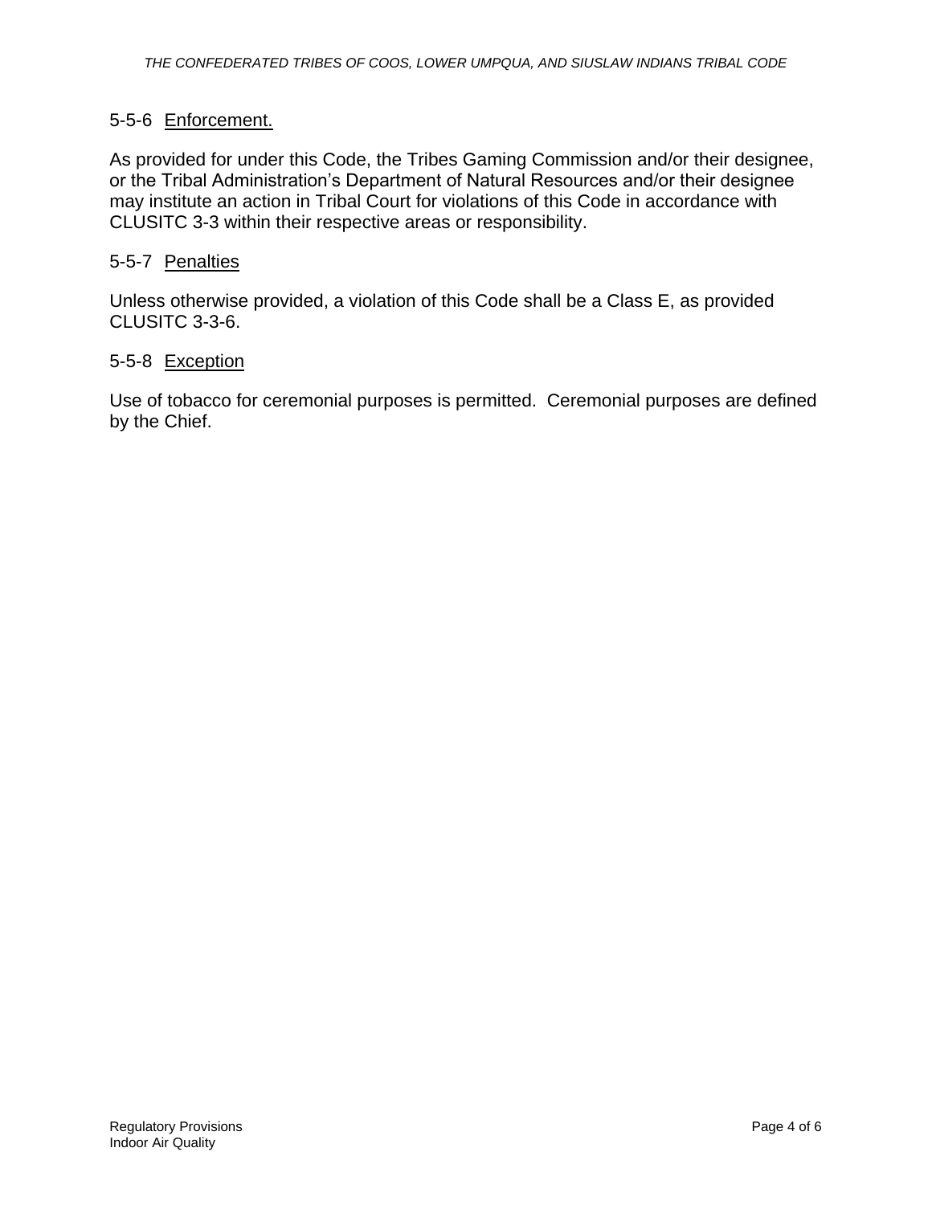## 5-5-6 Enforcement.

As provided for under this Code, the Tribes Gaming Commission and/or their designee, or the Tribal Administration's Department of Natural Resources and/or their designee may institute an action in Tribal Court for violations of this Code in accordance with CLUSITC 3-3 within their respective areas or responsibility.

## 5-5-7 Penalties

Unless otherwise provided, a violation of this Code shall be a Class E, as provided CLUSITC 3-3-6.

## 5-5-8 Exception

Use of tobacco for ceremonial purposes is permitted. Ceremonial purposes are defined by the Chief.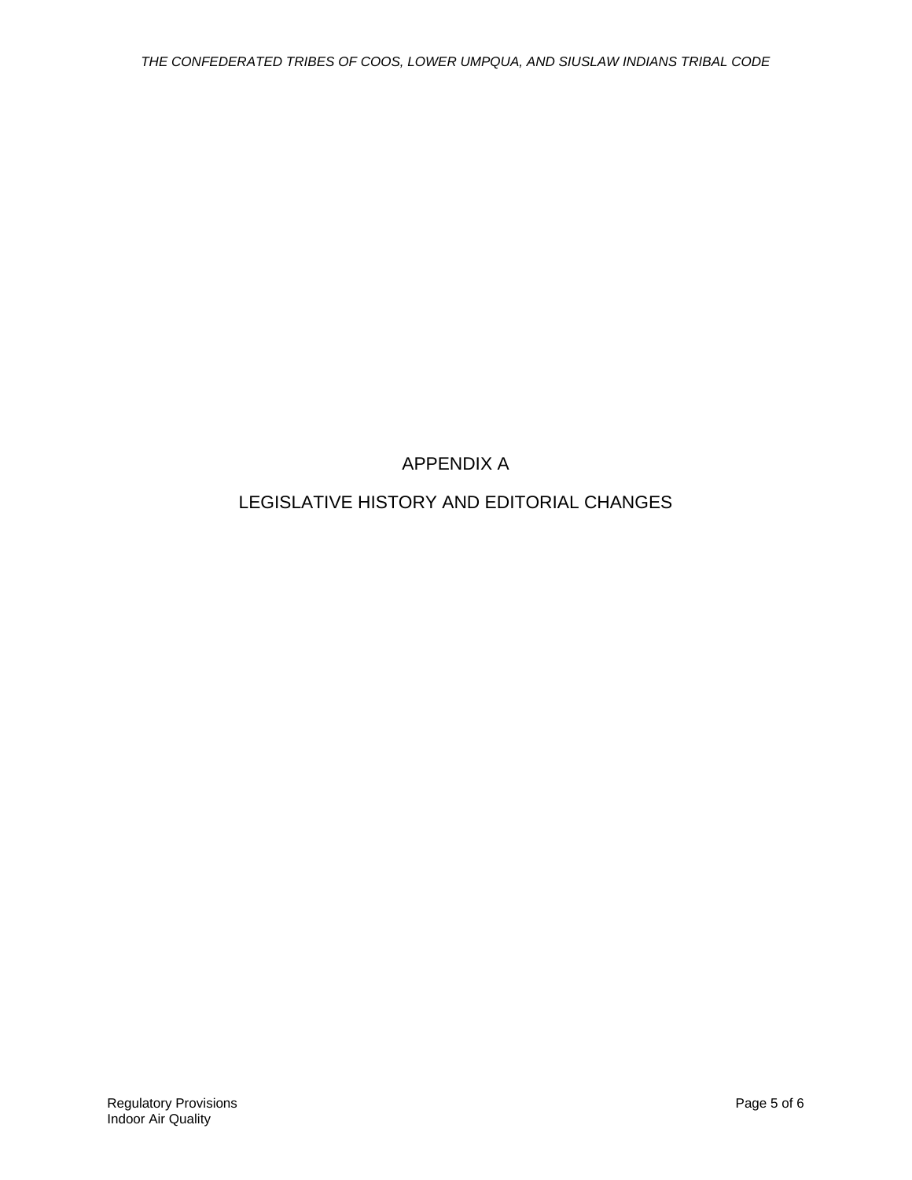# APPENDIX A

# LEGISLATIVE HISTORY AND EDITORIAL CHANGES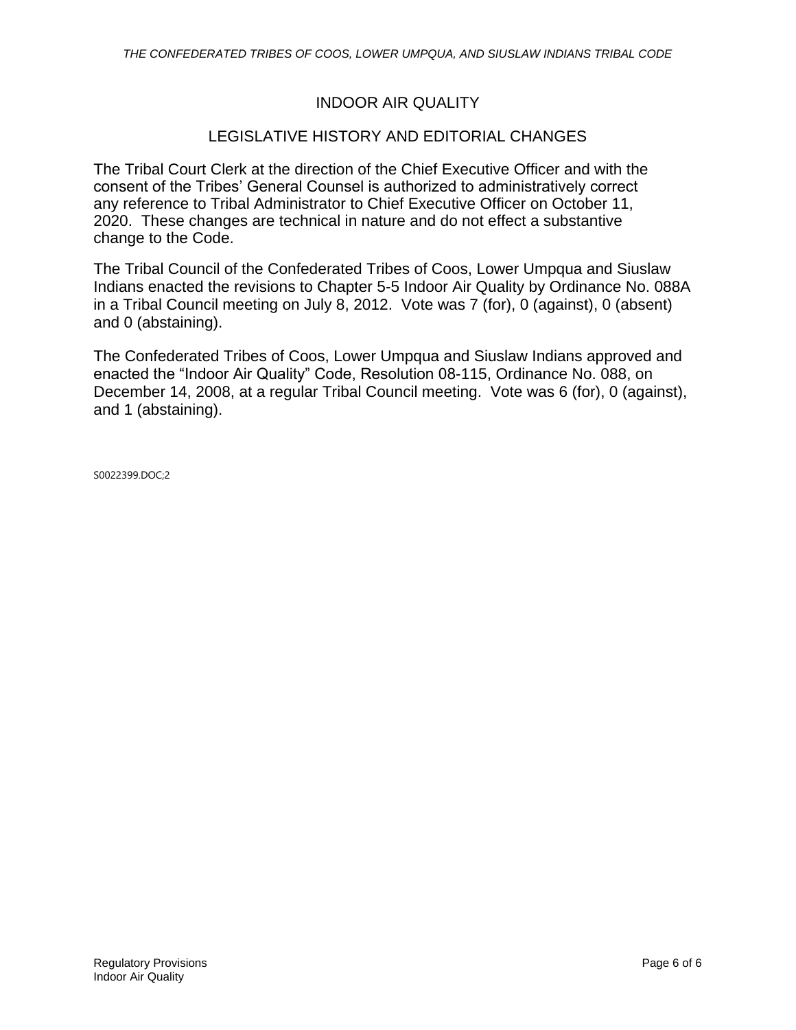## INDOOR AIR QUALITY

## LEGISLATIVE HISTORY AND EDITORIAL CHANGES

The Tribal Court Clerk at the direction of the Chief Executive Officer and with the consent of the Tribes' General Counsel is authorized to administratively correct any reference to Tribal Administrator to Chief Executive Officer on October 11, 2020. These changes are technical in nature and do not effect a substantive change to the Code.

The Tribal Council of the Confederated Tribes of Coos, Lower Umpqua and Siuslaw Indians enacted the revisions to Chapter 5-5 Indoor Air Quality by Ordinance No. 088A in a Tribal Council meeting on July 8, 2012. Vote was 7 (for), 0 (against), 0 (absent) and 0 (abstaining).

The Confederated Tribes of Coos, Lower Umpqua and Siuslaw Indians approved and enacted the "Indoor Air Quality" Code, Resolution 08-115, Ordinance No. 088, on December 14, 2008, at a regular Tribal Council meeting. Vote was 6 (for), 0 (against), and 1 (abstaining).

S0022399.DOC;2